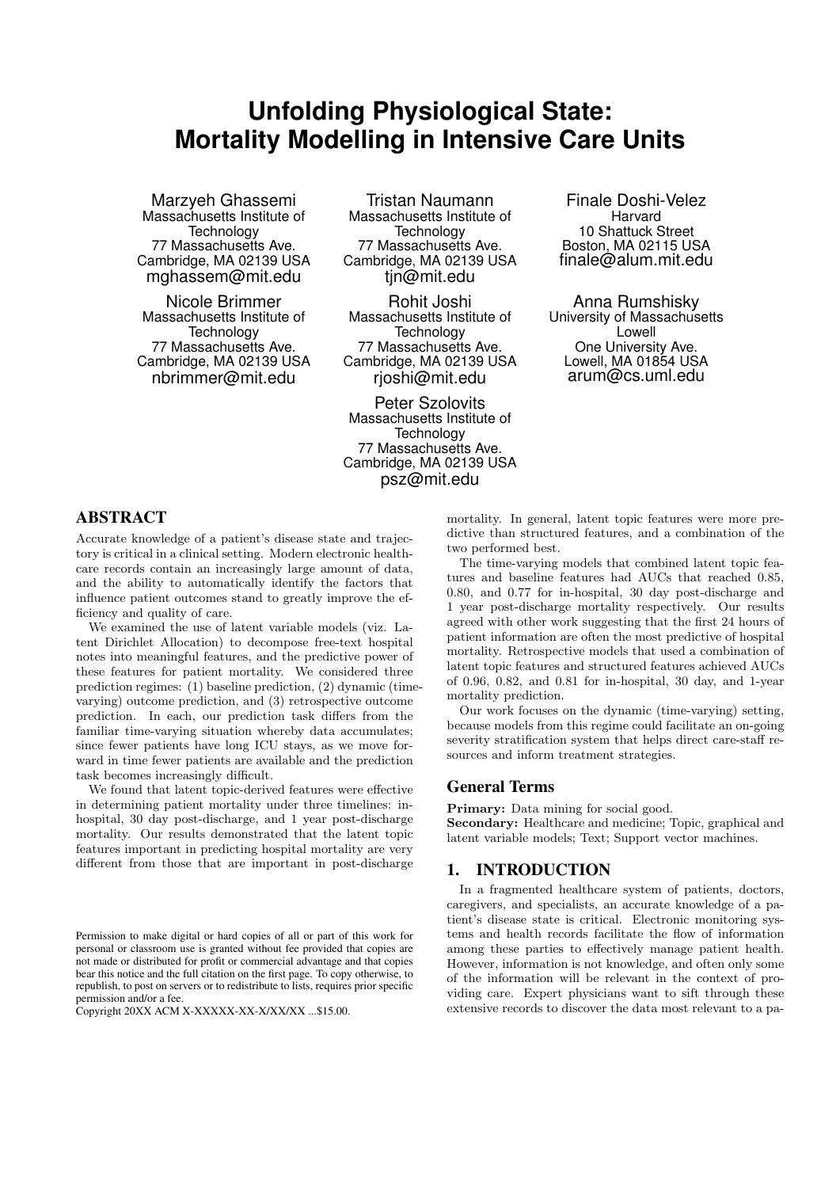# Unfolding Physiological State: Mortality Modelling in Intensive Care Units

Marzyeh Ghassemi
Massachusetts Institute of Technology
77 Massachusetts Ave.
Cambridge, MA 02139 USA
mghassem@mit.edu

Tristan Naumann
Massachusetts Institute of Technology
77 Massachusetts Ave.
Cambridge, MA 02139 USA
tjn@mit.edu

Finale Doshi-Velez
Harvard
10 Shattuck Street
Boston, MA 02115 USA
finale@alum.mit.edu

Nicole Brimmer
Massachusetts Institute of Technology
77 Massachusetts Ave.
Cambridge, MA 02139 USA
nbrimmer@mit.edu

Rohit Joshi
Massachusetts Institute of Technology
77 Massachusetts Ave.
Cambridge, MA 02139 USA
rjoshi@mit.edu

Anna Rumshisky
University of Massachusetts Lowell
One University Ave.
Lowell, MA 01854 USA
arum@cs.uml.edu

Peter Szolovits
Massachusetts Institute of Technology
77 Massachusetts Ave.
Cambridge, MA 02139 USA
psz@mit.edu

## ABSTRACT

Accurate knowledge of a patient's disease state and trajectory is critical in a clinical setting. Modern electronic healthcare records contain an increasingly large amount of data, and the ability to automatically identify the factors that influence patient outcomes stand to greatly improve the efficiency and quality of care.

We examined the use of latent variable models (viz. Latent Dirichlet Allocation) to decompose free-text hospital notes into meaningful features, and the predictive power of these features for patient mortality. We considered three prediction regimes: (1) baseline prediction, (2) dynamic (time-varying) outcome prediction, and (3) retrospective outcome prediction. In each, our prediction task differs from the familiar time-varying situation whereby data accumulates; since fewer patients have long ICU stays, as we move forward in time fewer patients are available and the prediction task becomes increasingly difficult.

We found that latent topic-derived features were effective in determining patient mortality under three timelines: in-hospital, 30 day post-discharge, and 1 year post-discharge mortality. Our results demonstrated that the latent topic features important in predicting hospital mortality are very different from those that are important in post-discharge mortality. In general, latent topic features were more predictive than structured features, and a combination of the two performed best.

The time-varying models that combined latent topic features and baseline features had AUCs that reached 0.85, 0.80, and 0.77 for in-hospital, 30 day post-discharge and 1 year post-discharge mortality respectively. Our results agreed with other work suggesting that the first 24 hours of patient information are often the most predictive of hospital mortality. Retrospective models that used a combination of latent topic features and structured features achieved AUCs of 0.96, 0.82, and 0.81 for in-hospital, 30 day, and 1-year mortality prediction.

Our work focuses on the dynamic (time-varying) setting, because models from this regime could facilitate an on-going severity stratification system that helps direct care-staff resources and inform treatment strategies.

Permission to make digital or hard copies of all or part of this work for personal or classroom use is granted without fee provided that copies are not made or distributed for profit or commercial advantage and that copies bear this notice and the full citation on the first page. To copy otherwise, to republish, to post on servers or to redistribute to lists, requires prior specific permission and/or a fee.
Copyright 20XX ACM X-XXXXX-XX-X/XX/XX ...$15.00.

## General Terms

**Primary:** Data mining for social good.
**Secondary:** Healthcare and medicine; Topic, graphical and latent variable models; Text; Support vector machines.

## 1. INTRODUCTION

In a fragmented healthcare system of patients, doctors, caregivers, and specialists, an accurate knowledge of a patient's disease state is critical. Electronic monitoring systems and health records facilitate the flow of information among these parties to effectively manage patient health. However, information is not knowledge, and often only some of the information will be relevant in the context of providing care. Expert physicians want to sift through these extensive records to discover the data most relevant to a pa-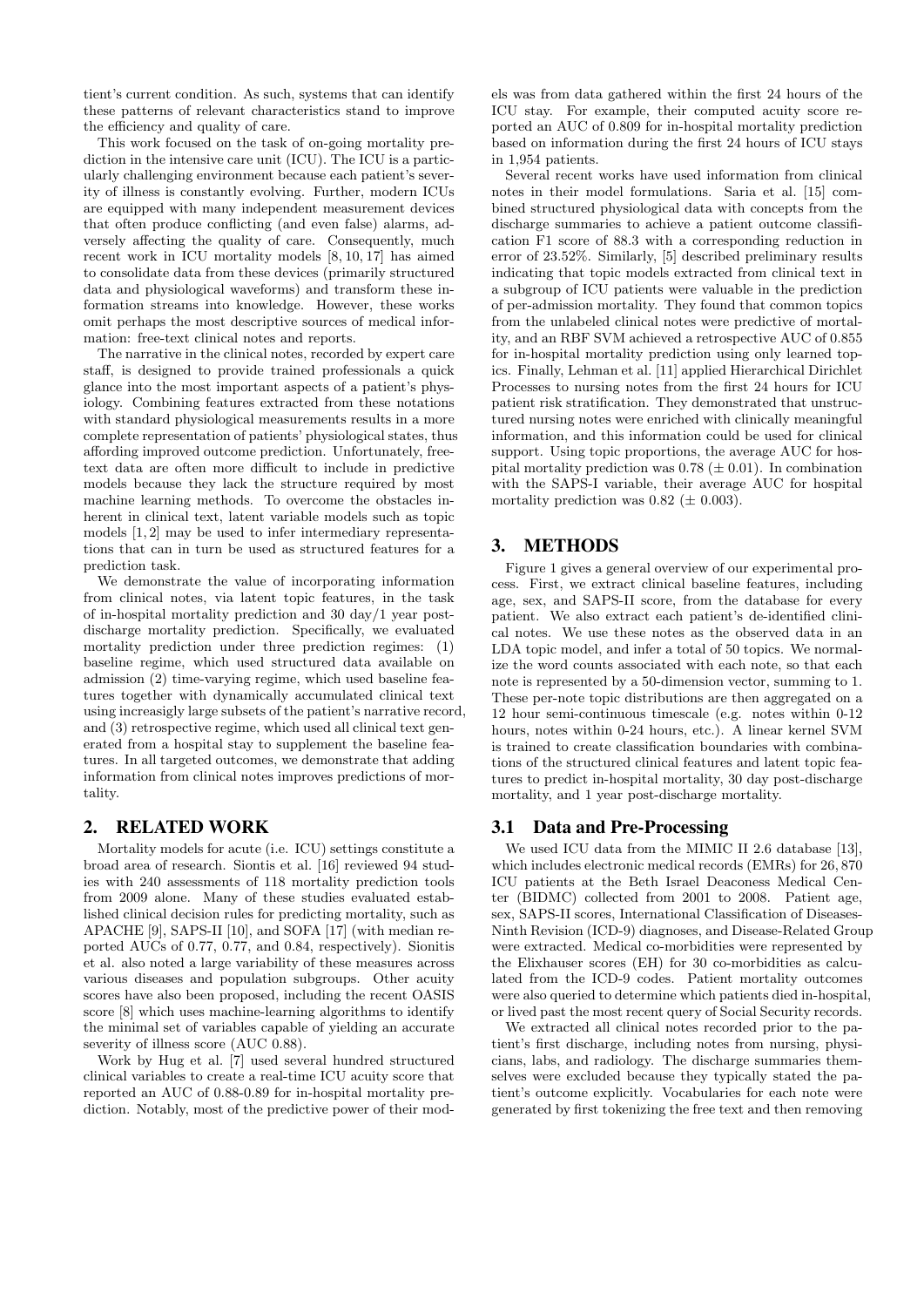tient's current condition. As such, systems that can identify these patterns of relevant characteristics stand to improve the efficiency and quality of care.

This work focused on the task of on-going mortality prediction in the intensive care unit (ICU). The ICU is a particularly challenging environment because each patient's severity of illness is constantly evolving. Further, modern ICUs are equipped with many independent measurement devices that often produce conflicting (and even false) alarms, adversely affecting the quality of care. Consequently, much recent work in ICU mortality models [8, 10, 17] has aimed to consolidate data from these devices (primarily structured data and physiological waveforms) and transform these information streams into knowledge. However, these works omit perhaps the most descriptive sources of medical information: free-text clinical notes and reports.

The narrative in the clinical notes, recorded by expert care staff, is designed to provide trained professionals a quick glance into the most important aspects of a patient's physiology. Combining features extracted from these notations with standard physiological measurements results in a more complete representation of patients' physiological states, thus affording improved outcome prediction. Unfortunately, free-text data are often more difficult to include in predictive models because they lack the structure required by most machine learning methods. To overcome the obstacles inherent in clinical text, latent variable models such as topic models [1, 2] may be used to infer intermediary representations that can in turn be used as structured features for a prediction task.

We demonstrate the value of incorporating information from clinical notes, via latent topic features, in the task of in-hospital mortality prediction and 30 day/1 year post-discharge mortality prediction. Specifically, we evaluated mortality prediction under three prediction regimes: (1) baseline regime, which used structured data available on admission (2) time-varying regime, which used baseline features together with dynamically accumulated clinical text using increasigly large subsets of the patient's narrative record, and (3) retrospective regime, which used all clinical text generated from a hospital stay to supplement the baseline features. In all targeted outcomes, we demonstrate that adding information from clinical notes improves predictions of mortality.

## 2. RELATED WORK

Mortality models for acute (i.e. ICU) settings constitute a broad area of research. Siontis et al. [16] reviewed 94 studies with 240 assessments of 118 mortality prediction tools from 2009 alone. Many of these studies evaluated established clinical decision rules for predicting mortality, such as APACHE [9], SAPS-II [10], and SOFA [17] (with median reported AUCs of 0.77, 0.77, and 0.84, respectively). Sionitis et al. also noted a large variability of these measures across various diseases and population subgroups. Other acuity scores have also been proposed, including the recent OASIS score [8] which uses machine-learning algorithms to identify the minimal set of variables capable of yielding an accurate severity of illness score (AUC 0.88).

Work by Hug et al. [7] used several hundred structured clinical variables to create a real-time ICU acuity score that reported an AUC of 0.88-0.89 for in-hospital mortality prediction. Notably, most of the predictive power of their models was from data gathered within the first 24 hours of the ICU stay. For example, their computed acuity score reported an AUC of 0.809 for in-hospital mortality prediction based on information during the first 24 hours of ICU stays in 1,954 patients.

Several recent works have used information from clinical notes in their model formulations. Saria et al. [15] combined structured physiological data with concepts from the discharge summaries to achieve a patient outcome classification F1 score of 88.3 with a corresponding reduction in error of 23.52%. Similarly, [5] described preliminary results indicating that topic models extracted from clinical text in a subgroup of ICU patients were valuable in the prediction of per-admission mortality. They found that common topics from the unlabeled clinical notes were predictive of mortality, and an RBF SVM achieved a retrospective AUC of 0.855 for in-hospital mortality prediction using only learned topics. Finally, Lehman et al. [11] applied Hierarchical Dirichlet Processes to nursing notes from the first 24 hours for ICU patient risk stratification. They demonstrated that unstructured nursing notes were enriched with clinically meaningful information, and this information could be used for clinical support. Using topic proportions, the average AUC for hospital mortality prediction was 0.78 ($\pm$ 0.01). In combination with the SAPS-I variable, their average AUC for hospital mortality prediction was 0.82 ($\pm$ 0.003).

## 3. METHODS

Figure 1 gives a general overview of our experimental process. First, we extract clinical baseline features, including age, sex, and SAPS-II score, from the database for every patient. We also extract each patient's de-identified clinical notes. We use these notes as the observed data in an LDA topic model, and infer a total of 50 topics. We normalize the word counts associated with each note, so that each note is represented by a 50-dimension vector, summing to 1. These per-note topic distributions are then aggregated on a 12 hour semi-continuous timescale (e.g. notes within 0-12 hours, notes within 0-24 hours, etc.). A linear kernel SVM is trained to create classification boundaries with combinations of the structured clinical features and latent topic features to predict in-hospital mortality, 30 day post-discharge mortality, and 1 year post-discharge mortality.

### 3.1 Data and Pre-Processing

We used ICU data from the MIMIC II 2.6 database [13], which includes electronic medical records (EMRs) for 26,870 ICU patients at the Beth Israel Deaconess Medical Center (BIDMC) collected from 2001 to 2008. Patient age, sex, SAPS-II scores, International Classification of Diseases-Ninth Revision (ICD-9) diagnoses, and Disease-Related Group were extracted. Medical co-morbidities were represented by the Elixhauser scores (EH) for 30 co-morbidities as calculated from the ICD-9 codes. Patient mortality outcomes were also queried to determine which patients died in-hospital, or lived past the most recent query of Social Security records.

We extracted all clinical notes recorded prior to the patient's first discharge, including notes from nursing, physicians, labs, and radiology. The discharge summaries themselves were excluded because they typically stated the patient's outcome explicitly. Vocabularies for each note were generated by first tokenizing the free text and then removing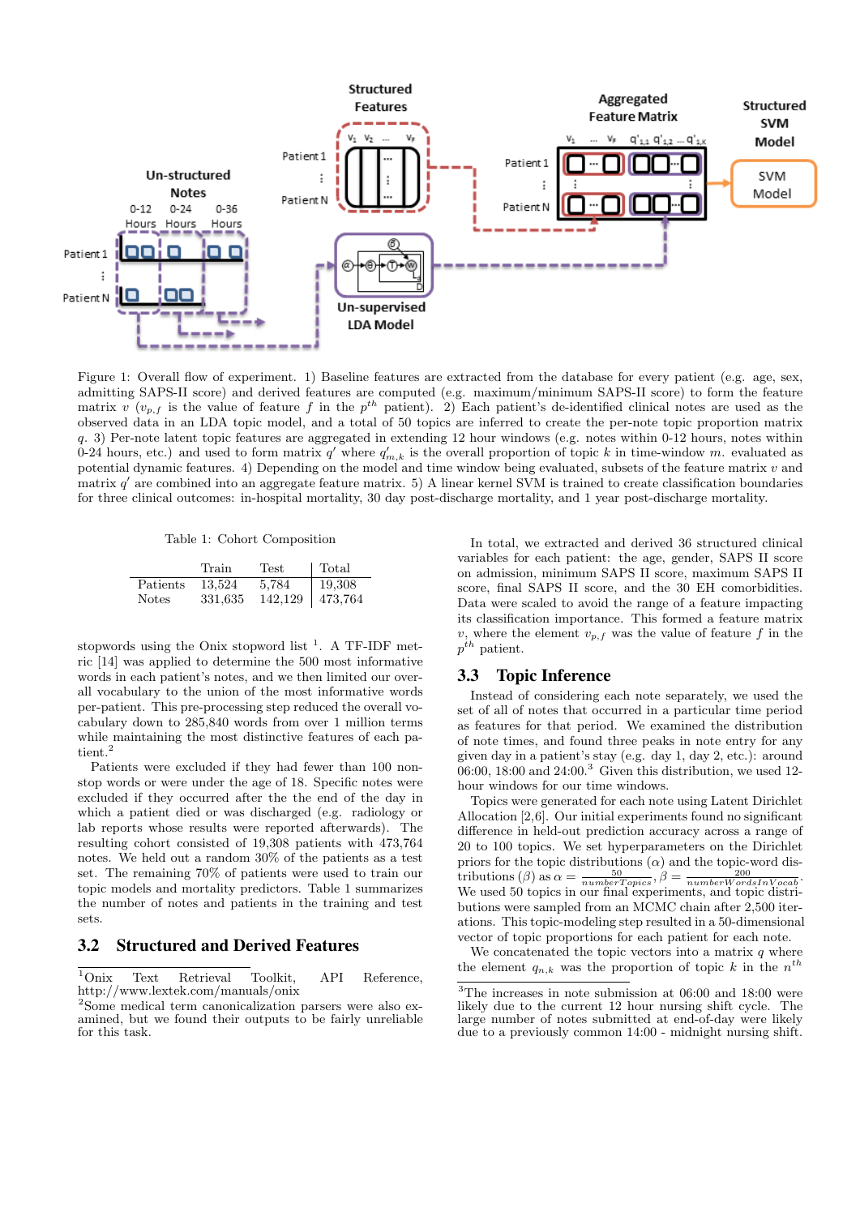Figure 1: Overall flow of experiment. 1) Baseline features are extracted from the database for every patient (e.g. age, sex, admitting SAPS-II score) and derived features are computed (e.g. maximum/minimum SAPS-II score) to form the feature matrix $v$ ($v_{p,f}$ is the value of feature $f$ in the $p^{th}$ patient). 2) Each patient's de-identified clinical notes are used as the observed data in an LDA topic model, and a total of 50 topics are inferred to create the per-note topic proportion matrix $q$. 3) Per-note latent topic features are aggregated in extending 12 hour windows (e.g. notes within 0-12 hours, notes within 0-24 hours, etc.) and used to form matrix $q'$ where $q'_{m,k}$ is the overall proportion of topic $k$ in time-window $m$. evaluated as potential dynamic features. 4) Depending on the model and time window being evaluated, subsets of the feature matrix $v$ and matrix $q'$ are combined into an aggregate feature matrix. 5) A linear kernel SVM is trained to create classification boundaries for three clinical outcomes: in-hospital mortality, 30 day post-discharge mortality, and 1 year post-discharge mortality.

Table 1: Cohort Composition

| | Train | Test | Total |
|---|---|---|---|
| Patients | 13,524 | 5,784 | 19,308 |
| Notes | 331,635 | 142,129 | 473,764 |

stopwords using the Onix stopword list [1]. A TF-IDF metric [14] was applied to determine the 500 most informative words in each patient's notes, and we then limited our overall vocabulary to the union of the most informative words per-patient. This pre-processing step reduced the overall vocabulary down to 285,840 words from over 1 million terms while maintaining the most distinctive features of each patient.[2]

Patients were excluded if they had fewer than 100 non-stop words or were under the age of 18. Specific notes were excluded if they occurred after the the end of the day in which a patient died or was discharged (e.g. radiology or lab reports whose results were reported afterwards). The resulting cohort consisted of 19,308 patients with 473,764 notes. We held out a random 30% of the patients as a test set. The remaining 70% of patients were used to train our topic models and mortality predictors. Table 1 summarizes the number of notes and patients in the training and test sets.

## 3.2 Structured and Derived Features

In total, we extracted and derived 36 structured clinical variables for each patient: the age, gender, SAPS II score on admission, minimum SAPS II score, maximum SAPS II score, final SAPS II score, and the 30 EH comorbidities. Data were scaled to avoid the range of a feature impacting its classification importance. This formed a feature matrix $v$, where the element $v_{p,f}$ was the value of feature $f$ in the $p^{th}$ patient.

## 3.3 Topic Inference

Instead of considering each note separately, we used the set of all of notes that occurred in a particular time period as features for that period. We examined the distribution of note times, and found three peaks in note entry for any given day in a patient's stay (e.g. day 1, day 2, etc.): around 06:00, 18:00 and 24:00.[3] Given this distribution, we used 12-hour windows for our time windows.

Topics were generated for each note using Latent Dirichlet Allocation [2,6]. Our initial experiments found no significant difference in held-out prediction accuracy across a range of 20 to 100 topics. We set hyperparameters on the Dirichlet priors for the topic distributions ($\alpha$) and the topic-word distributions ($\beta$) as $\alpha = \frac{50}{numberTopics}$, $\beta = \frac{200}{numberWordsInVocab}$. We used 50 topics in our final experiments, and topic distributions were sampled from an MCMC chain after 2,500 iterations. This topic-modeling step resulted in a 50-dimensional vector of topic proportions for each patient for each note.

We concatenated the topic vectors into a matrix $q$ where the element $q_{n,k}$ was the proportion of topic $k$ in the $n^{th}$

[1] Onix Text Retrieval Toolkit, API Reference, http://www.lextek.com/manuals/onix

[2] Some medical term canonicalization parsers were also examined, but we found their outputs to be fairly unreliable for this task.

[3] The increases in note submission at 06:00 and 18:00 were likely due to the current 12 hour nursing shift cycle. The large number of notes submitted at end-of-day were likely due to a previously common 14:00 - midnight nursing shift.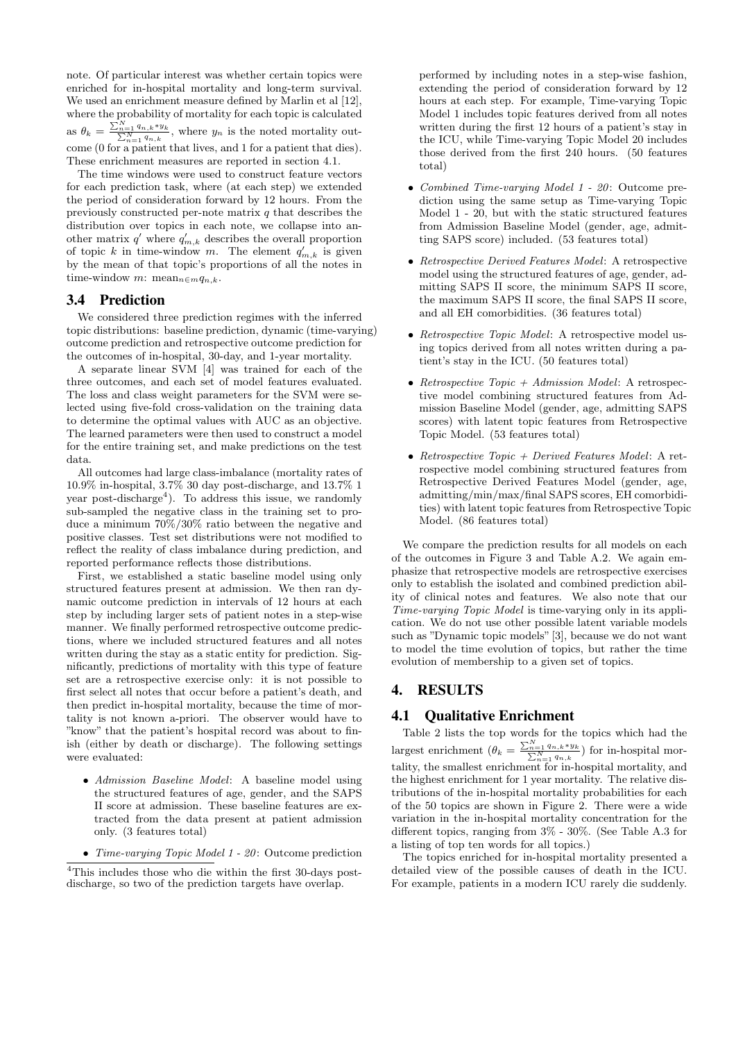note. Of particular interest was whether certain topics were enriched for in-hospital mortality and long-term survival. We used an enrichment measure defined by Marlin et al [12], where the probability of mortality for each topic is calculated as $\theta_k = \frac{\sum_{n=1}^{N} q_{n,k} * y_k}{\sum_{n=1}^{N} q_{n,k}}$, where $y_n$ is the noted mortality outcome (0 for a patient that lives, and 1 for a patient that dies). These enrichment measures are reported in section 4.1.

The time windows were used to construct feature vectors for each prediction task, where (at each step) we extended the period of consideration forward by 12 hours. From the previously constructed per-note matrix $q$ that describes the distribution over topics in each note, we collapse into another matrix $q'$ where $q'_{m,k}$ describes the overall proportion of topic $k$ in time-window $m$. The element $q'_{m,k}$ is given by the mean of that topic's proportions of all the notes in time-window $m$: $\text{mean}_{n \in m} q_{n,k}$.

## 3.4 Prediction

We considered three prediction regimes with the inferred topic distributions: baseline prediction, dynamic (time-varying) outcome prediction and retrospective outcome prediction for the outcomes of in-hospital, 30-day, and 1-year mortality.

A separate linear SVM [4] was trained for each of the three outcomes, and each set of model features evaluated. The loss and class weight parameters for the SVM were selected using five-fold cross-validation on the training data to determine the optimal values with AUC as an objective. The learned parameters were then used to construct a model for the entire training set, and make predictions on the test data.

All outcomes had large class-imbalance (mortality rates of 10.9% in-hospital, 3.7% 30 day post-discharge, and 13.7% 1 year post-discharge[4]). To address this issue, we randomly sub-sampled the negative class in the training set to produce a minimum 70%/30% ratio between the negative and positive classes. Test set distributions were not modified to reflect the reality of class imbalance during prediction, and reported performance reflects those distributions.

First, we established a static baseline model using only structured features present at admission. We then ran dynamic outcome prediction in intervals of 12 hours at each step by including larger sets of patient notes in a step-wise manner. We finally performed retrospective outcome predictions, where we included structured features and all notes written during the stay as a static entity for prediction. Significantly, predictions of mortality with this type of feature set are a retrospective exercise only: it is not possible to first select all notes that occur before a patient's death, and then predict in-hospital mortality, because the time of mortality is not known a-priori. The observer would have to "know" that the patient's hospital record was about to finish (either by death or discharge). The following settings were evaluated:

- *Admission Baseline Model*: A baseline model using the structured features of age, gender, and the SAPS II score at admission. These baseline features are extracted from the data present at patient admission only. (3 features total)
- *Time-varying Topic Model 1 - 20*: Outcome prediction performed by including notes in a step-wise fashion, extending the period of consideration forward by 12 hours at each step. For example, Time-varying Topic Model 1 includes topic features derived from all notes written during the first 12 hours of a patient's stay in the ICU, while Time-varying Topic Model 20 includes those derived from the first 240 hours. (50 features total)
- *Combined Time-varying Model 1 - 20*: Outcome prediction using the same setup as Time-varying Topic Model 1 - 20, but with the static structured features from Admission Baseline Model (gender, age, admitting SAPS score) included. (53 features total)
- *Retrospective Derived Features Model*: A retrospective model using the structured features of age, gender, admitting SAPS II score, the minimum SAPS II score, the maximum SAPS II score, the final SAPS II score, and all EH comorbidities. (36 features total)
- *Retrospective Topic Model*: A retrospective model using topics derived from all notes written during a patient's stay in the ICU. (50 features total)
- *Retrospective Topic + Admission Model*: A retrospective model combining structured features from Admission Baseline Model (gender, age, admitting SAPS scores) with latent topic features from Retrospective Topic Model. (53 features total)
- *Retrospective Topic + Derived Features Model*: A retrospective model combining structured features from Retrospective Derived Features Model (gender, age, admitting/min/max/final SAPS scores, EH comorbidities) with latent topic features from Retrospective Topic Model. (86 features total)

We compare the prediction results for all models on each of the outcomes in Figure 3 and Table A.2. We again emphasize that retrospective models are retrospective exercises only to establish the isolated and combined prediction ability of clinical notes and features. We also note that our *Time-varying Topic Model* is time-varying only in its application. We do not use other possible latent variable models such as "Dynamic topic models" [3], because we do not want to model the time evolution of topics, but rather the time evolution of membership to a given set of topics.

# 4. RESULTS

## 4.1 Qualitative Enrichment

Table 2 lists the top words for the topics which had the largest enrichment ($\theta_k = \frac{\sum_{n=1}^{N} q_{n,k} * y_k}{\sum_{n=1}^{N} q_{n,k}}$) for in-hospital mortality, the smallest enrichment for in-hospital mortality, and the highest enrichment for 1 year mortality. The relative distributions of the in-hospital mortality probabilities for each of the 50 topics are shown in Figure 2. There were a wide variation in the in-hospital mortality concentration for the different topics, ranging from 3% - 30%. (See Table A.3 for a listing of top ten words for all topics.)

The topics enriched for in-hospital mortality presented a detailed view of the possible causes of death in the ICU. For example, patients in a modern ICU rarely die suddenly.

[4] This includes those who die within the first 30-days post-discharge, so two of the prediction targets have overlap.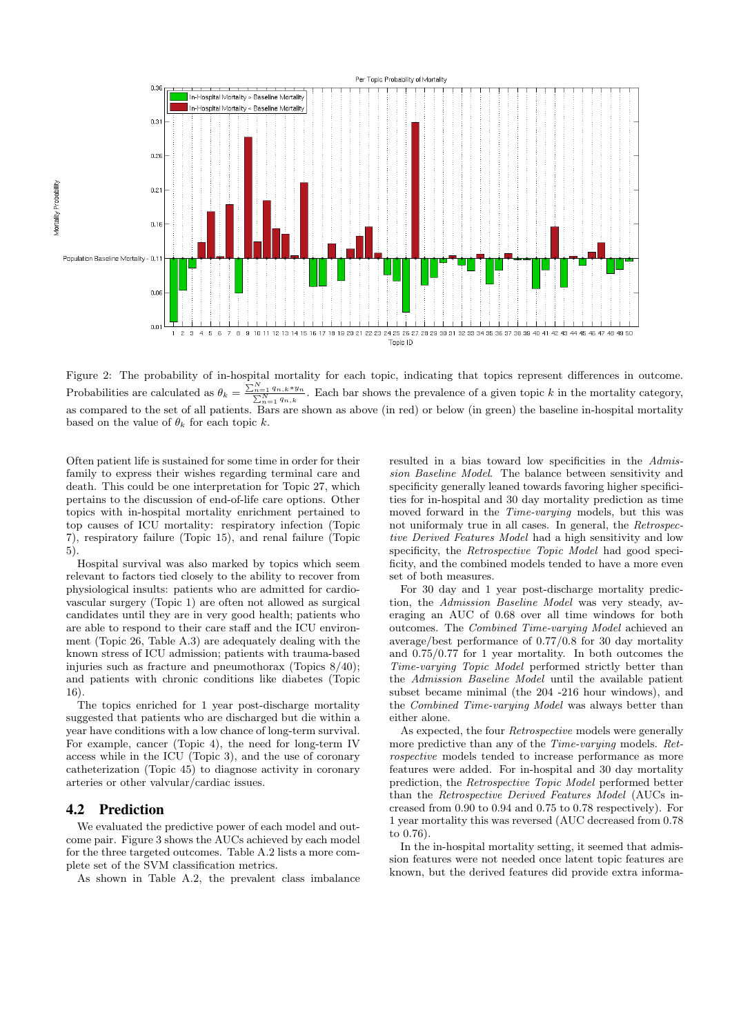Figure 2: The probability of in-hospital mortality for each topic, indicating that topics represent differences in outcome. Probabilities are calculated as $\theta_k = \frac{\sum_{n=1}^{N} q_{n,k} * y_n}{\sum_{n=1}^{N} q_{n,k}}$. Each bar shows the prevalence of a given topic $k$ in the mortality category, as compared to the set of all patients. Bars are shown as above (in red) or below (in green) the baseline in-hospital mortality based on the value of $\theta_k$ for each topic $k$.

Often patient life is sustained for some time in order for their family to express their wishes regarding terminal care and death. This could be one interpretation for Topic 27, which pertains to the discussion of end-of-life care options. Other topics with in-hospital mortality enrichment pertained to top causes of ICU mortality: respiratory infection (Topic 7), respiratory failure (Topic 15), and renal failure (Topic 5).

Hospital survival was also marked by topics which seem relevant to factors tied closely to the ability to recover from physiological insults: patients who are admitted for cardiovascular surgery (Topic 1) are often not allowed as surgical candidates until they are in very good health; patients who are able to respond to their care staff and the ICU environment (Topic 26, Table A.3) are adequately dealing with the known stress of ICU admission; patients with trauma-based injuries such as fracture and pneumothorax (Topics 8/40); and patients with chronic conditions like diabetes (Topic 16).

The topics enriched for 1 year post-discharge mortality suggested that patients who are discharged but die within a year have conditions with a low chance of long-term survival. For example, cancer (Topic 4), the need for long-term IV access while in the ICU (Topic 3), and the use of coronary catheterization (Topic 45) to diagnose activity in coronary arteries or other valvular/cardiac issues.

## 4.2 Prediction

We evaluated the predictive power of each model and outcome pair. Figure 3 shows the AUCs achieved by each model for the three targeted outcomes. Table A.2 lists a more complete set of the SVM classification metrics.

As shown in Table A.2, the prevalent class imbalance resulted in a bias toward low specificities in the *Admission Baseline Model*. The balance between sensitivity and specificity generally leaned towards favoring higher specificities for in-hospital and 30 day mortality prediction as time moved forward in the *Time-varying* models, but this was not uniformaly true in all cases. In general, the *Retrospective Derived Features Model* had a high sensitivity and low specificity, the *Retrospective Topic Model* had good specificity, and the combined models tended to have a more even set of both measures.

For 30 day and 1 year post-discharge mortality prediction, the *Admission Baseline Model* was very steady, averaging an AUC of 0.68 over all time windows for both outcomes. The *Combined Time-varying Model* achieved an average/best performance of 0.77/0.8 for 30 day mortality and 0.75/0.77 for 1 year mortality. In both outcomes the *Time-varying Topic Model* performed strictly better than the *Admission Baseline Model* until the available patient subset became minimal (the 204 -216 hour windows), and the *Combined Time-varying Model* was always better than either alone.

As expected, the four *Retrospective* models were generally more predictive than any of the *Time-varying* models. *Retrospective* models tended to increase performance as more features were added. For in-hospital and 30 day mortality prediction, the *Retrospective Topic Model* performed better than the *Retrospective Derived Features Model* (AUCs increased from 0.90 to 0.94 and 0.75 to 0.78 respectively). For 1 year mortality this was reversed (AUC decreased from 0.78 to 0.76).

In the in-hospital mortality setting, it seemed that admission features were not needed once latent topic features are known, but the derived features did provide extra informa-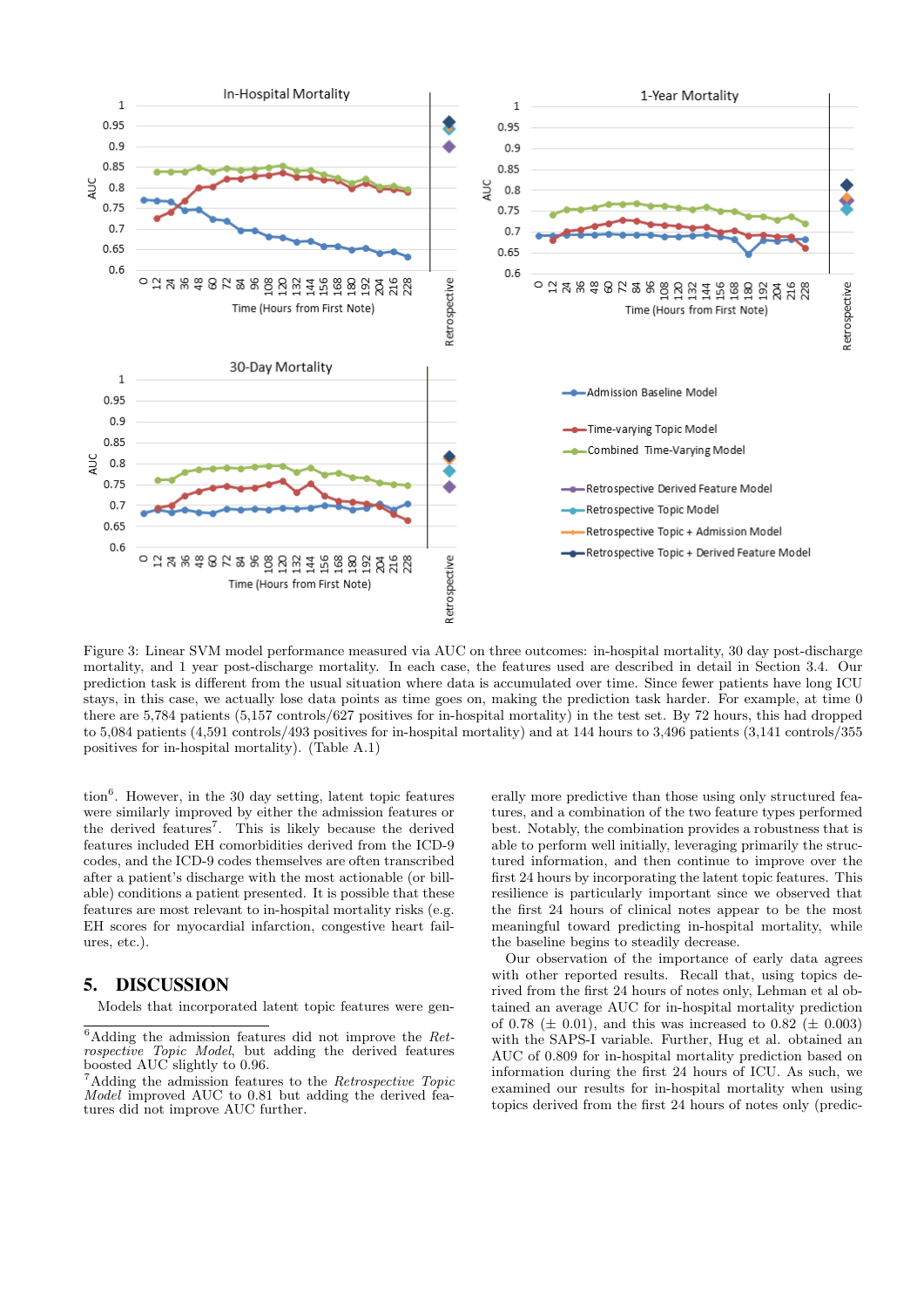Figure 3: Linear SVM model performance measured via AUC on three outcomes: in-hospital mortality, 30 day post-discharge mortality, and 1 year post-discharge mortality. In each case, the features used are described in detail in Section 3.4. Our prediction task is different from the usual situation where data is accumulated over time. Since fewer patients have long ICU stays, in this case, we actually lose data points as time goes on, making the prediction task harder. For example, at time 0 there are 5,784 patients (5,157 controls/627 positives for in-hospital mortality) in the test set. By 72 hours, this had dropped to 5,084 patients (4,591 controls/493 positives for in-hospital mortality) and at 144 hours to 3,496 patients (3,141 controls/355 positives for in-hospital mortality). (Table A.1)

tion[6]. However, in the 30 day setting, latent topic features were similarly improved by either the admission features or the derived features[7]. This is likely because the derived features included EH comorbidities derived from the ICD-9 codes, and the ICD-9 codes themselves are often transcribed after a patient's discharge with the most actionable (or billable) conditions a patient presented. It is possible that these features are most relevant to in-hospital mortality risks (e.g. EH scores for myocardial infarction, congestive heart failures, etc.).

## 5. DISCUSSION

Models that incorporated latent topic features were generally more predictive than those using only structured features, and a combination of the two feature types performed best. Notably, the combination provides a robustness that is able to perform well initially, leveraging primarily the structured information, and then continue to improve over the first 24 hours by incorporating the latent topic features. This resilience is particularly important since we observed that the first 24 hours of clinical notes appear to be the most meaningful toward predicting in-hospital mortality, while the baseline begins to steadily decrease.

Our observation of the importance of early data agrees with other reported results. Recall that, using topics derived from the first 24 hours of notes only, Lehman et al obtained an average AUC for in-hospital mortality prediction of 0.78 (± 0.01), and this was increased to 0.82 (± 0.003) with the SAPS-I variable. Further, Hug et al. obtained an AUC of 0.809 for in-hospital mortality prediction based on information during the first 24 hours of ICU. As such, we examined our results for in-hospital mortality when using topics derived from the first 24 hours of notes only (predic-

[6] Adding the admission features did not improve the *Retrospective Topic Model*, but adding the derived features boosted AUC slightly to 0.96.

[7] Adding the admission features to the *Retrospective Topic Model* improved AUC to 0.81 but adding the derived features did not improve AUC further.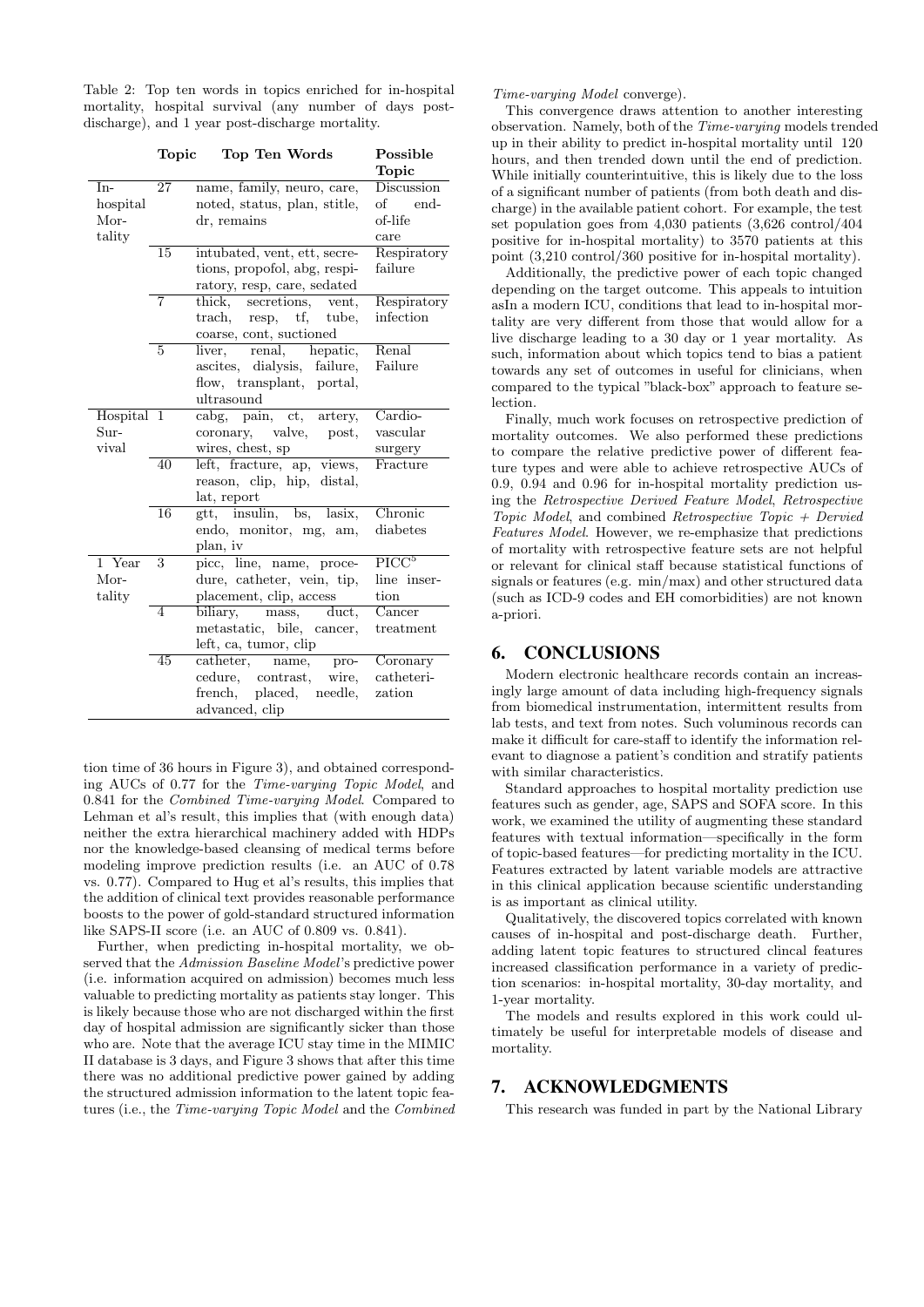Table 2: Top ten words in topics enriched for in-hospital mortality, hospital survival (any number of days post-discharge), and 1 year post-discharge mortality.

| | Topic | Top Ten Words | Possible Topic |
|---|---|---|---|
| In-hospital Mortality | 27 | name, family, neuro, care, noted, status, plan, stitle, dr, remains | Discussion of end-of-life care |
| | 15 | intubated, vent, ett, secretions, propofol, abg, respiratory, resp, care, sedated | Respiratory failure |
| | 7 | thick, secretions, vent, trach, resp, tf, tube, coarse, cont, suctioned | Respiratory infection |
| | 5 | liver, renal, hepatic, ascites, dialysis, failure, flow, transplant, portal, ultrasound | Renal Failure |
| Hospital Survival | 1 | cabg, pain, ct, artery, coronary, valve, post, wires, chest, sp | Cardio-vascular surgery |
| | 40 | left, fracture, ap, views, reason, clip, hip, distal, lat, report | Fracture |
| | 16 | gtt, insulin, bs, lasix, endo, monitor, mg, am, plan, iv | Chronic diabetes |
| 1 Year Mortality | 3 | picc, line, name, procedure, catheter, vein, tip, placement, clip, access | PICC[5] line insertion |
| | 4 | biliary, mass, duct, metastatic, bile, cancer, left, ca, tumor, clip | Cancer treatment |
| | 45 | catheter, name, procedure, contrast, wire, french, placed, needle, advanced, clip | Coronary catheterization |

tion time of 36 hours in Figure 3), and obtained corresponding AUCs of 0.77 for the *Time-varying Topic Model*, and 0.841 for the *Combined Time-varying Model*. Compared to Lehman et al's result, this implies that (with enough data) neither the extra hierarchical machinery added with HDPs nor the knowledge-based cleansing of medical terms before modeling improve prediction results (i.e. an AUC of 0.78 vs. 0.77). Compared to Hug et al's results, this implies that the addition of clinical text provides reasonable performance boosts to the power of gold-standard structured information like SAPS-II score (i.e. an AUC of 0.809 vs. 0.841).

Further, when predicting in-hospital mortality, we observed that the *Admission Baseline Model*'s predictive power (i.e. information acquired on admission) becomes much less valuable to predicting mortality as patients stay longer. This is likely because those who are not discharged within the first day of hospital admission are significantly sicker than those who are. Note that the average ICU stay time in the MIMIC II database is 3 days, and Figure 3 shows that after this time there was no additional predictive power gained by adding the structured admission information to the latent topic features (i.e., the *Time-varying Topic Model* and the *Combined Time-varying Model* converge).

This convergence draws attention to another interesting observation. Namely, both of the *Time-varying* models trended up in their ability to predict in-hospital mortality until 120 hours, and then trended down until the end of prediction. While initially counterintuitive, this is likely due to the loss of a significant number of patients (from both death and discharge) in the available patient cohort. For example, the test set population goes from 4,030 patients (3,626 control/404 positive for in-hospital mortality) to 3570 patients at this point (3,210 control/360 positive for in-hospital mortality).

Additionally, the predictive power of each topic changed depending on the target outcome. This appeals to intuition asIn a modern ICU, conditions that lead to in-hospital mortality are very different from those that would allow for a live discharge leading to a 30 day or 1 year mortality. As such, information about which topics tend to bias a patient towards any set of outcomes in useful for clinicians, when compared to the typical "black-box" approach to feature selection.

Finally, much work focuses on retrospective prediction of mortality outcomes. We also performed these predictions to compare the relative predictive power of different feature types and were able to achieve retrospective AUCs of 0.9, 0.94 and 0.96 for in-hospital mortality prediction using the *Retrospective Derived Feature Model*, *Retrospective Topic Model*, and combined *Retrospective Topic + Dervied Features Model*. However, we re-emphasize that predictions of mortality with retrospective feature sets are not helpful or relevant for clinical staff because statistical functions of signals or features (e.g. min/max) and other structured data (such as ICD-9 codes and EH comorbidities) are not known a-priori.

## 6. CONCLUSIONS

Modern electronic healthcare records contain an increasingly large amount of data including high-frequency signals from biomedical instrumentation, intermittent results from lab tests, and text from notes. Such voluminous records can make it difficult for care-staff to identify the information relevant to diagnose a patient's condition and stratify patients with similar characteristics.

Standard approaches to hospital mortality prediction use features such as gender, age, SAPS and SOFA score. In this work, we examined the utility of augmenting these standard features with textual information—specifically in the form of topic-based features—for predicting mortality in the ICU. Features extracted by latent variable models are attractive in this clinical application because scientific understanding is as important as clinical utility.

Qualitatively, the discovered topics correlated with known causes of in-hospital and post-discharge death. Further, adding latent topic features to structured clincal features increased classification performance in a variety of prediction scenarios: in-hospital mortality, 30-day mortality, and 1-year mortality.

The models and results explored in this work could ultimately be useful for interpretable models of disease and mortality.

## 7. ACKNOWLEDGMENTS

This research was funded in part by the National Library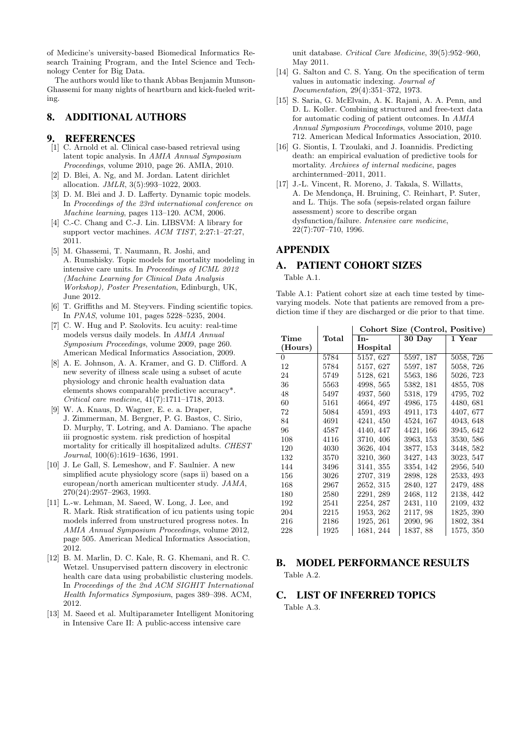of Medicine's university-based Biomedical Informatics Research Training Program, and the Intel Science and Technology Center for Big Data.

The authors would like to thank Abbas Benjamin Munson-Ghassemi for many nights of heartburn and kick-fueled writing.

## 8. ADDITIONAL AUTHORS

## 9. REFERENCES

[1] C. Arnold et al. Clinical case-based retrieval using latent topic analysis. In *AMIA Annual Symposium Proceedings*, volume 2010, page 26. AMIA, 2010.

[2] D. Blei, A. Ng, and M. Jordan. Latent dirichlet allocation. *JMLR*, 3(5):993–1022, 2003.

[3] D. M. Blei and J. D. Lafferty. Dynamic topic models. In *Proceedings of the 23rd international conference on Machine learning*, pages 113–120. ACM, 2006.

[4] C.-C. Chang and C.-J. Lin. LIBSVM: A library for support vector machines. *ACM TIST*, 2:27:1–27:27, 2011.

[5] M. Ghassemi, T. Naumann, R. Joshi, and A. Rumshisky. Topic models for mortality modeling in intensive care units. In *Proceedings of ICML 2012 (Machine Learning for Clinical Data Analysis Workshop), Poster Presentation*, Edinburgh, UK, June 2012.

[6] T. Griffiths and M. Steyvers. Finding scientific topics. In *PNAS*, volume 101, pages 5228–5235, 2004.

[7] C. W. Hug and P. Szolovits. Icu acuity: real-time models versus daily models. In *AMIA Annual Symposium Proceedings*, volume 2009, page 260. American Medical Informatics Association, 2009.

[8] A. E. Johnson, A. A. Kramer, and G. D. Clifford. A new severity of illness scale using a subset of acute physiology and chronic health evaluation data elements shows comparable predictive accuracy*. *Critical care medicine*, 41(7):1711–1718, 2013.

[9] W. A. Knaus, D. Wagner, E. e. a. Draper, J. Zimmerman, M. Bergner, P. G. Bastos, C. Sirio, D. Murphy, T. Lotring, and A. Damiano. The apache iii prognostic system. risk prediction of hospital mortality for critically ill hospitalized adults. *CHEST Journal*, 100(6):1619–1636, 1991.

[10] J. Le Gall, S. Lemeshow, and F. Saulnier. A new simplified acute physiology score (saps ii) based on a european/north american multicenter study. *JAMA*, 270(24):2957–2963, 1993.

[11] L.-w. Lehman, M. Saeed, W. Long, J. Lee, and R. Mark. Risk stratification of icu patients using topic models inferred from unstructured progress notes. In *AMIA Annual Symposium Proceedings*, volume 2012, page 505. American Medical Informatics Association, 2012.

[12] B. M. Marlin, D. C. Kale, R. G. Khemani, and R. C. Wetzel. Unsupervised pattern discovery in electronic health care data using probabilistic clustering models. In *Proceedings of the 2nd ACM SIGHIT International Health Informatics Symposium*, pages 389–398. ACM, 2012.

[13] M. Saeed et al. Multiparameter Intelligent Monitoring in Intensive Care II: A public-access intensive care unit database. *Critical Care Medicine*, 39(5):952–960, May 2011.

[14] G. Salton and C. S. Yang. On the specification of term values in automatic indexing. *Journal of Documentation*, 29(4):351–372, 1973.

[15] S. Saria, G. McElvain, A. K. Rajani, A. A. Penn, and D. L. Koller. Combining structured and free-text data for automatic coding of patient outcomes. In *AMIA Annual Symposium Proceedings*, volume 2010, page 712. American Medical Informatics Association, 2010.

[16] G. Siontis, I. Tzoulaki, and J. Ioannidis. Predicting death: an empirical evaluation of predictive tools for mortality. *Archives of internal medicine*, pages archinternmed–2011, 2011.

[17] J.-L. Vincent, R. Moreno, J. Takala, S. Willatts, A. De Mendonça, H. Bruining, C. Reinhart, P. Suter, and L. Thijs. The sofa (sepsis-related organ failure assessment) score to describe organ dysfunction/failure. *Intensive care medicine*, 22(7):707–710, 1996.

## APPENDIX

## A. PATIENT COHORT SIZES

Table A.1.

Table A.1: Patient cohort size at each time tested by time-varying models. Note that patients are removed from a prediction time if they are discharged or die prior to that time.

| Time (Hours) | Total | Cohort Size (Control, Positive) | | |
|---|---|---|---|---|
| | | In-Hospital | 30 Day | 1 Year |
| 0 | 5784 | 5157, 627 | 5597, 187 | 5058, 726 |
| 12 | 5784 | 5157, 627 | 5597, 187 | 5058, 726 |
| 24 | 5749 | 5128, 621 | 5563, 186 | 5026, 723 |
| 36 | 5563 | 4998, 565 | 5382, 181 | 4855, 708 |
| 48 | 5497 | 4937, 560 | 5318, 179 | 4795, 702 |
| 60 | 5161 | 4664, 497 | 4986, 175 | 4480, 681 |
| 72 | 5084 | 4591, 493 | 4911, 173 | 4407, 677 |
| 84 | 4691 | 4241, 450 | 4524, 167 | 4043, 648 |
| 96 | 4587 | 4140, 447 | 4421, 166 | 3945, 642 |
| 108 | 4116 | 3710, 406 | 3963, 153 | 3530, 586 |
| 120 | 4030 | 3626, 404 | 3877, 153 | 3448, 582 |
| 132 | 3570 | 3210, 360 | 3427, 143 | 3023, 547 |
| 144 | 3496 | 3141, 355 | 3354, 142 | 2956, 540 |
| 156 | 3026 | 2707, 319 | 2898, 128 | 2533, 493 |
| 168 | 2967 | 2652, 315 | 2840, 127 | 2479, 488 |
| 180 | 2580 | 2291, 289 | 2468, 112 | 2138, 442 |
| 192 | 2541 | 2254, 287 | 2431, 110 | 2109, 432 |
| 204 | 2215 | 1953, 262 | 2117, 98 | 1825, 390 |
| 216 | 2186 | 1925, 261 | 2090, 96 | 1802, 384 |
| 228 | 1925 | 1681, 244 | 1837, 88 | 1575, 350 |

## B. MODEL PERFORMANCE RESULTS

Table A.2.

## C. LIST OF INFERRED TOPICS

Table A.3.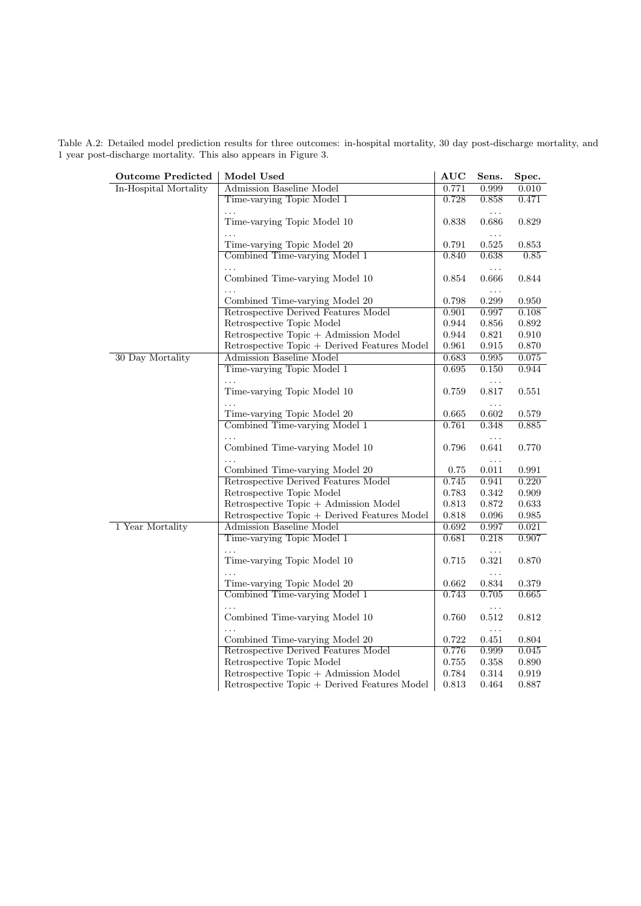Table A.2: Detailed model prediction results for three outcomes: in-hospital mortality, 30 day post-discharge mortality, and 1 year post-discharge mortality. This also appears in Figure 3.

| **Outcome Predicted** | **Model Used** | **AUC** | **Sens.** | **Spec.** |
|---|---|---|---|---|
| In-Hospital Mortality | Admission Baseline Model | 0.771 | 0.999 | 0.010 |
| | Time-varying Topic Model 1 | 0.728 | 0.858 | 0.471 |
| | ... | | ... | |
| | Time-varying Topic Model 10 | 0.838 | 0.686 | 0.829 |
| | ... | | ... | |
| | Time-varying Topic Model 20 | 0.791 | 0.525 | 0.853 |
| | Combined Time-varying Model 1 | 0.840 | 0.638 | 0.85 |
| | ... | | ... | |
| | Combined Time-varying Model 10 | 0.854 | 0.666 | 0.844 |
| | ... | | ... | |
| | Combined Time-varying Model 20 | 0.798 | 0.299 | 0.950 |
| | Retrospective Derived Features Model | 0.901 | 0.997 | 0.108 |
| | Retrospective Topic Model | 0.944 | 0.856 | 0.892 |
| | Retrospective Topic + Admission Model | 0.944 | 0.821 | 0.910 |
| | Retrospective Topic + Derived Features Model | 0.961 | 0.915 | 0.870 |
| 30 Day Mortality | Admission Baseline Model | 0.683 | 0.995 | 0.075 |
| | Time-varying Topic Model 1 | 0.695 | 0.150 | 0.944 |
| | ... | | ... | |
| | Time-varying Topic Model 10 | 0.759 | 0.817 | 0.551 |
| | ... | | ... | |
| | Time-varying Topic Model 20 | 0.665 | 0.602 | 0.579 |
| | Combined Time-varying Model 1 | 0.761 | 0.348 | 0.885 |
| | ... | | ... | |
| | Combined Time-varying Model 10 | 0.796 | 0.641 | 0.770 |
| | ... | | ... | |
| | Combined Time-varying Model 20 | 0.75 | 0.011 | 0.991 |
| | Retrospective Derived Features Model | 0.745 | 0.941 | 0.220 |
| | Retrospective Topic Model | 0.783 | 0.342 | 0.909 |
| | Retrospective Topic + Admission Model | 0.813 | 0.872 | 0.633 |
| | Retrospective Topic + Derived Features Model | 0.818 | 0.096 | 0.985 |
| 1 Year Mortality | Admission Baseline Model | 0.692 | 0.997 | 0.021 |
| | Time-varying Topic Model 1 | 0.681 | 0.218 | 0.907 |
| | ... | | ... | |
| | Time-varying Topic Model 10 | 0.715 | 0.321 | 0.870 |
| | ... | | ... | |
| | Time-varying Topic Model 20 | 0.662 | 0.834 | 0.379 |
| | Combined Time-varying Model 1 | 0.743 | 0.705 | 0.665 |
| | ... | | ... | |
| | Combined Time-varying Model 10 | 0.760 | 0.512 | 0.812 |
| | ... | | ... | |
| | Combined Time-varying Model 20 | 0.722 | 0.451 | 0.804 |
| | Retrospective Derived Features Model | 0.776 | 0.999 | 0.045 |
| | Retrospective Topic Model | 0.755 | 0.358 | 0.890 |
| | Retrospective Topic + Admission Model | 0.784 | 0.314 | 0.919 |
| | Retrospective Topic + Derived Features Model | 0.813 | 0.464 | 0.887 |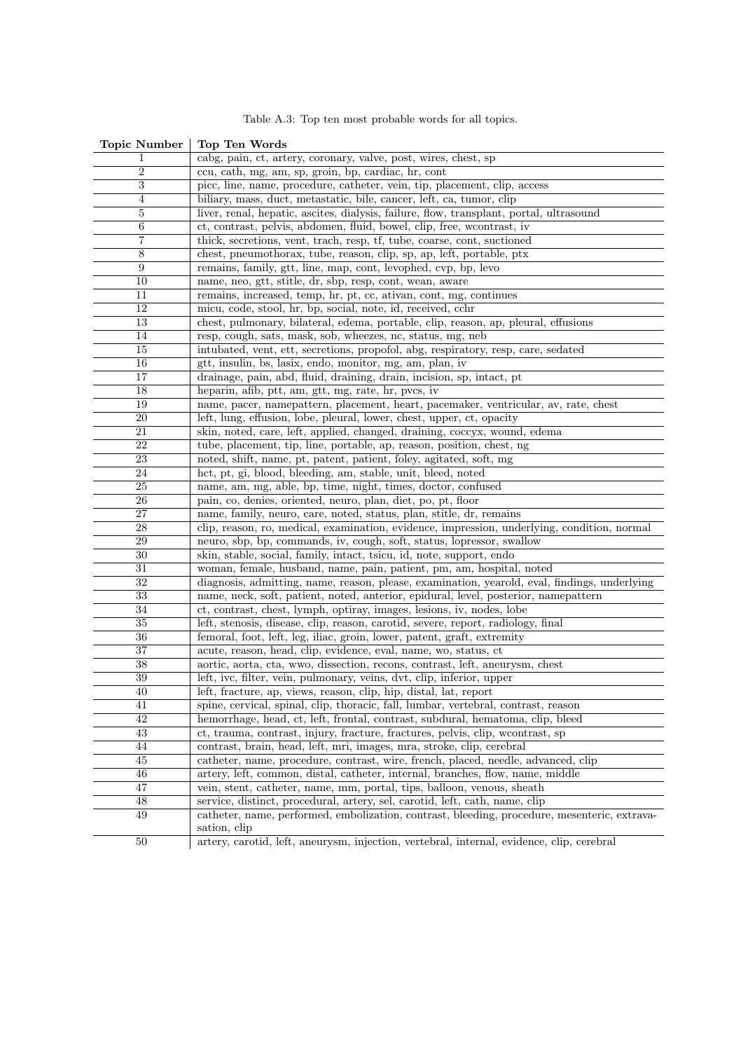Table A.3: Top ten most probable words for all topics.

| Topic Number | Top Ten Words |
|---|---|
| 1 | cabg, pain, ct, artery, coronary, valve, post, wires, chest, sp |
| 2 | ccu, cath, mg, am, sp, groin, bp, cardiac, hr, cont |
| 3 | picc, line, name, procedure, catheter, vein, tip, placement, clip, access |
| 4 | biliary, mass, duct, metastatic, bile, cancer, left, ca, tumor, clip |
| 5 | liver, renal, hepatic, ascites, dialysis, failure, flow, transplant, portal, ultrasound |
| 6 | ct, contrast, pelvis, abdomen, fluid, bowel, clip, free, wcontrast, iv |
| 7 | thick, secretions, vent, trach, resp, tf, tube, coarse, cont, suctioned |
| 8 | chest, pneumothorax, tube, reason, clip, sp, ap, left, portable, ptx |
| 9 | remains, family, gtt, line, map, cont, levophed, cvp, bp, levo |
| 10 | name, neo, gtt, stitle, dr, sbp, resp, cont, wean, aware |
| 11 | remains, increased, temp, hr, pt, cc, ativan, cont, mg, continues |
| 12 | micu, code, stool, hr, bp, social, note, id, received, cchr |
| 13 | chest, pulmonary, bilateral, edema, portable, clip, reason, ap, pleural, effusions |
| 14 | resp, cough, sats, mask, sob, wheezes, nc, status, mg, neb |
| 15 | intubated, vent, ett, secretions, propofol, abg, respiratory, resp, care, sedated |
| 16 | gtt, insulin, bs, lasix, endo, monitor, mg, am, plan, iv |
| 17 | drainage, pain, abd, fluid, draining, drain, incision, sp, intact, pt |
| 18 | heparin, afib, ptt, am, gtt, mg, rate, hr, pvcs, iv |
| 19 | name, pacer, namepattern, placement, heart, pacemaker, ventricular, av, rate, chest |
| 20 | left, lung, effusion, lobe, pleural, lower, chest, upper, ct, opacity |
| 21 | skin, noted, care, left, applied, changed, draining, coccyx, wound, edema |
| 22 | tube, placement, tip, line, portable, ap, reason, position, chest, ng |
| 23 | noted, shift, name, pt, patent, patient, foley, agitated, soft, mg |
| 24 | hct, pt, gi, blood, bleeding, am, stable, unit, bleed, noted |
| 25 | name, am, mg, able, bp, time, night, times, doctor, confused |
| 26 | pain, co, denies, oriented, neuro, plan, diet, po, pt, floor |
| 27 | name, family, neuro, care, noted, status, plan, stitle, dr, remains |
| 28 | clip, reason, ro, medical, examination, evidence, impression, underlying, condition, normal |
| 29 | neuro, sbp, bp, commands, iv, cough, soft, status, lopressor, swallow |
| 30 | skin, stable, social, family, intact, tsicu, id, note, support, endo |
| 31 | woman, female, husband, name, pain, patient, pm, am, hospital, noted |
| 32 | diagnosis, admitting, name, reason, please, examination, yearold, eval, findings, underlying |
| 33 | name, neck, soft, patient, noted, anterior, epidural, level, posterior, namepattern |
| 34 | ct, contrast, chest, lymph, optiray, images, lesions, iv, nodes, lobe |
| 35 | left, stenosis, disease, clip, reason, carotid, severe, report, radiology, final |
| 36 | femoral, foot, left, leg, iliac, groin, lower, patent, graft, extremity |
| 37 | acute, reason, head, clip, evidence, eval, name, wo, status, ct |
| 38 | aortic, aorta, cta, wwo, dissection, recons, contrast, left, aneurysm, chest |
| 39 | left, ivc, filter, vein, pulmonary, veins, dvt, clip, inferior, upper |
| 40 | left, fracture, ap, views, reason, clip, hip, distal, lat, report |
| 41 | spine, cervical, spinal, clip, thoracic, fall, lumbar, vertebral, contrast, reason |
| 42 | hemorrhage, head, ct, left, frontal, contrast, subdural, hematoma, clip, bleed |
| 43 | ct, trauma, contrast, injury, fracture, fractures, pelvis, clip, wcontrast, sp |
| 44 | contrast, brain, head, left, mri, images, mra, stroke, clip, cerebral |
| 45 | catheter, name, procedure, contrast, wire, french, placed, needle, advanced, clip |
| 46 | artery, left, common, distal, catheter, internal, branches, flow, name, middle |
| 47 | vein, stent, catheter, name, mm, portal, tips, balloon, venous, sheath |
| 48 | service, distinct, procedural, artery, sel, carotid, left, cath, name, clip |
| 49 | catheter, name, performed, embolization, contrast, bleeding, procedure, mesenteric, extravasation, clip |
| 50 | artery, carotid, left, aneurysm, injection, vertebral, internal, evidence, clip, cerebral |